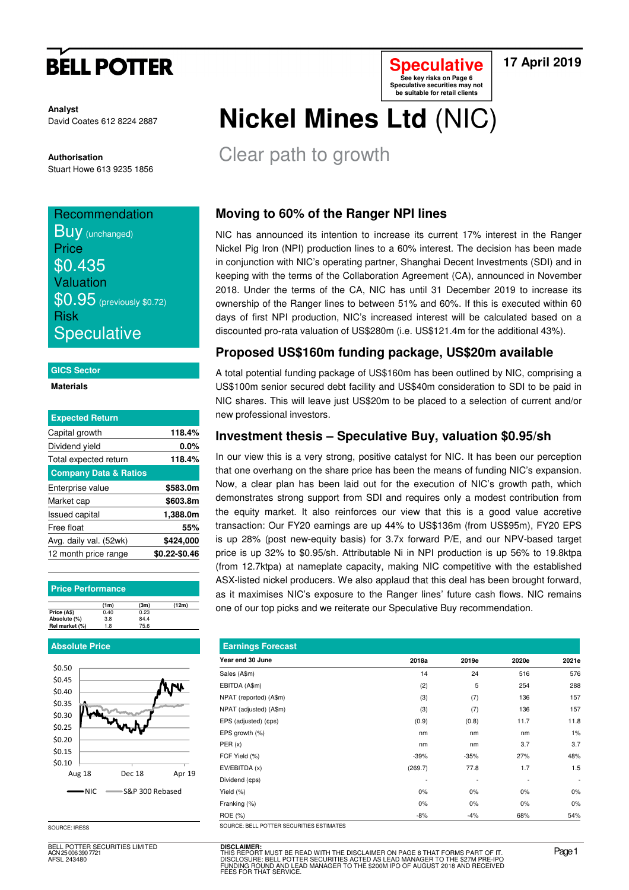# Nickel Mines Ltd (NIC)

## Clear path to growth

17 April 2019

**Speculative**
See key risks on Page 6
Speculative securities may not be suitable for retail clients

**Analyst**
David Coates 612 8224 2887

**Authorisation**
Stuart Howe 613 9235 1856

**Recommendation**
Buy (unchanged)
**Price**
$0.435
**Valuation**
$0.95 (previously $0.72)
**Risk**
Speculative

**GICS Sector**
Materials

| Expected Return | |
|---|---|
| Capital growth | 118.4% |
| Dividend yield | 0.0% |
| Total expected return | 118.4% |
| **Company Data & Ratios** | |
| Enterprise value | $583.0m |
| Market cap | $603.8m |
| Issued capital | 1,388.0m |
| Free float | 55% |
| Avg. daily val. (52wk) | $424,000 |
| 12 month price range | $0.22-$0.46 |

**Price Performance**

| | (1m) | (3m) | (12m) |
|---|---|---|---|
| Price (A$) | 0.40 | 0.23 | |
| Absolute (%) | 3.8 | 84.4 | |
| Rel market (%) | 1.8 | 75.6 | |

**Absolute Price**

SOURCE: IRESS

### Moving to 60% of the Ranger NPI lines

NIC has announced its intention to increase its current 17% interest in the Ranger Nickel Pig Iron (NPI) production lines to a 60% interest. The decision has been made in conjunction with NIC's operating partner, Shanghai Decent Investments (SDI) and in keeping with the terms of the Collaboration Agreement (CA), announced in November 2018. Under the terms of the CA, NIC has until 31 December 2019 to increase its ownership of the Ranger lines to between 51% and 60%. If this is executed within 60 days of first NPI production, NIC's increased interest will be calculated based on a discounted pro-rata valuation of US$280m (i.e. US$121.4m for the additional 43%).

### Proposed US$160m funding package, US$20m available

A total potential funding package of US$160m has been outlined by NIC, comprising a US$100m senior secured debt facility and US$40m consideration to SDI to be paid in NIC shares. This will leave just US$20m to be placed to a selection of current and/or new professional investors.

### Investment thesis – Speculative Buy, valuation $0.95/sh

In our view this is a very strong, positive catalyst for NIC. It has been our perception that one overhang on the share price has been the means of funding NIC's expansion. Now, a clear plan has been laid out for the execution of NIC's growth path, which demonstrates strong support from SDI and requires only a modest contribution from the equity market. It also reinforces our view that this is a good value accretive transaction: Our FY20 earnings are up 44% to US$136m (from US$95m), FY20 EPS is up 28% (post new-equity basis) for 3.7x forward P/E, and our NPV-based target price is up 32% to $0.95/sh. Attributable Ni in NPI production is up 56% to 19.8ktpa (from 12.7ktpa) at nameplate capacity, making NIC competitive with the established ASX-listed nickel producers. We also applaud that this deal has been brought forward, as it maximises NIC's exposure to the Ranger lines' future cash flows. NIC remains one of our top picks and we reiterate our Speculative Buy recommendation.

**Earnings Forecast**

| Year end 30 June | 2018a | 2019e | 2020e | 2021e |
|---|---|---|---|---|
| Sales (A$m) | 14 | 24 | 516 | 576 |
| EBITDA (A$m) | (2) | 5 | 254 | 288 |
| NPAT (reported) (A$m) | (3) | (7) | 136 | 157 |
| NPAT (adjusted) (A$m) | (3) | (7) | 136 | 157 |
| EPS (adjusted) (¢ps) | (0.9) | (0.8) | 11.7 | 11.8 |
| EPS growth (%) | nm | nm | nm | 1% |
| PER (x) | nm | nm | 3.7 | 3.7 |
| FCF Yield (%) | -39% | -35% | 27% | 48% |
| EV/EBITDA (x) | (269.7) | 77.8 | 1.7 | 1.5 |
| Dividend (¢ps) | - | - | - | - |
| Yield (%) | 0% | 0% | 0% | 0% |
| Franking (%) | 0% | 0% | 0% | 0% |
| ROE (%) | -8% | -4% | 68% | 54% |

SOURCE: BELL POTTER SECURITIES ESTIMATES

BELL POTTER SECURITIES LIMITED
ACN 25 006 390 7721
AFSL 243480

DISCLAIMER:
THIS REPORT MUST BE READ WITH THE DISCLAIMER ON PAGE 8 THAT FORMS PART OF IT.
DISCLOSURE: BELL POTTER SECURITIES ACTED AS LEAD MANAGER TO THE $27M PRE-IPO FUNDING ROUND AND LEAD MANAGER TO THE $200M IPO OF AUGUST 2018 AND RECEIVED FEES FOR THAT SERVICE.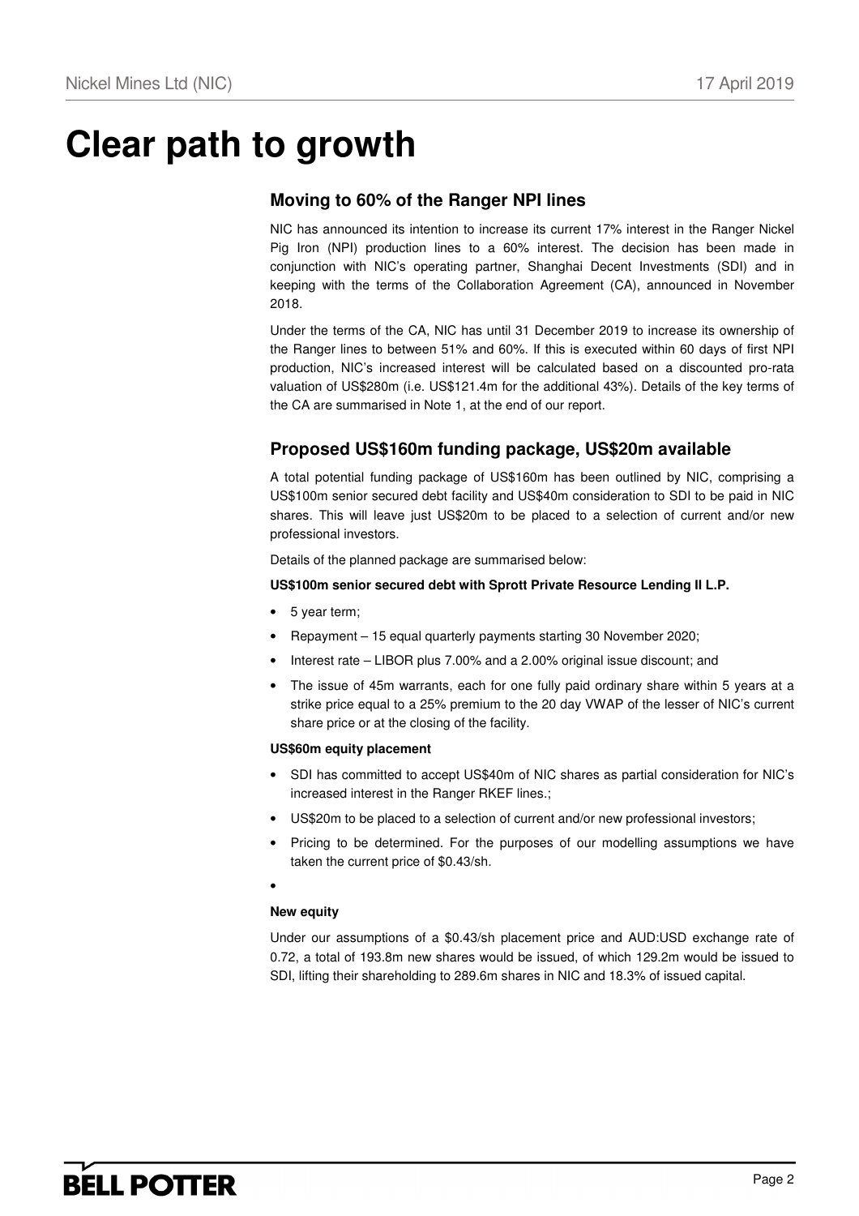# Clear path to growth

## Moving to 60% of the Ranger NPI lines

NIC has announced its intention to increase its current 17% interest in the Ranger Nickel Pig Iron (NPI) production lines to a 60% interest. The decision has been made in conjunction with NIC's operating partner, Shanghai Decent Investments (SDI) and in keeping with the terms of the Collaboration Agreement (CA), announced in November 2018.

Under the terms of the CA, NIC has until 31 December 2019 to increase its ownership of the Ranger lines to between 51% and 60%. If this is executed within 60 days of first NPI production, NIC's increased interest will be calculated based on a discounted pro-rata valuation of US$280m (i.e. US$121.4m for the additional 43%). Details of the key terms of the CA are summarised in Note 1, at the end of our report.

## Proposed US$160m funding package, US$20m available

A total potential funding package of US$160m has been outlined by NIC, comprising a US$100m senior secured debt facility and US$40m consideration to SDI to be paid in NIC shares. This will leave just US$20m to be placed to a selection of current and/or new professional investors.

Details of the planned package are summarised below:

**US$100m senior secured debt with Sprott Private Resource Lending II L.P.**

- 5 year term;
- Repayment – 15 equal quarterly payments starting 30 November 2020;
- Interest rate – LIBOR plus 7.00% and a 2.00% original issue discount; and
- The issue of 45m warrants, each for one fully paid ordinary share within 5 years at a strike price equal to a 25% premium to the 20 day VWAP of the lesser of NIC's current share price or at the closing of the facility.

**US$60m equity placement**

- SDI has committed to accept US$40m of NIC shares as partial consideration for NIC's increased interest in the Ranger RKEF lines.;
- US$20m to be placed to a selection of current and/or new professional investors;
- Pricing to be determined. For the purposes of our modelling assumptions we have taken the current price of $0.43/sh.
- 

**New equity**

Under our assumptions of a $0.43/sh placement price and AUD:USD exchange rate of 0.72, a total of 193.8m new shares would be issued, of which 129.2m would be issued to SDI, lifting their shareholding to 289.6m shares in NIC and 18.3% of issued capital.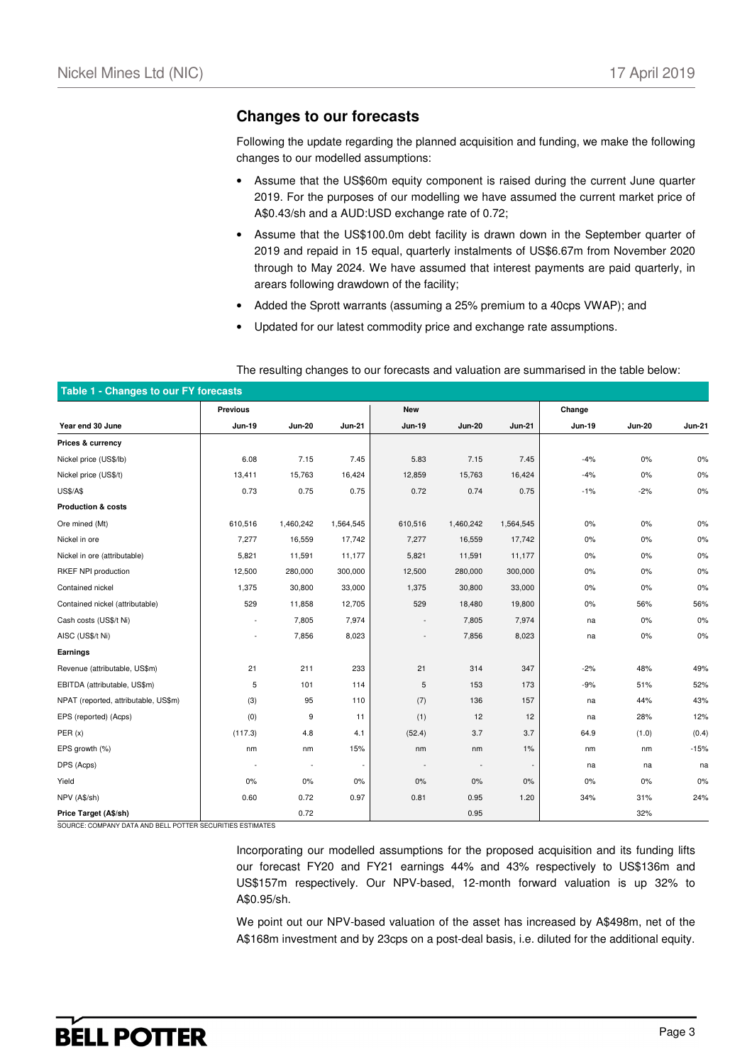## Changes to our forecasts

Following the update regarding the planned acquisition and funding, we make the following changes to our modelled assumptions:

- Assume that the US$60m equity component is raised during the current June quarter 2019. For the purposes of our modelling we have assumed the current market price of A$0.43/sh and a AUD:USD exchange rate of 0.72;
- Assume that the US$100.0m debt facility is drawn down in the September quarter of 2019 and repaid in 15 equal, quarterly instalments of US$6.67m from November 2020 through to May 2024. We have assumed that interest payments are paid quarterly, in arears following drawdown of the facility;
- Added the Sprott warrants (assuming a 25% premium to a 40cps VWAP); and
- Updated for our latest commodity price and exchange rate assumptions.

The resulting changes to our forecasts and valuation are summarised in the table below:

**Table 1 - Changes to our FY forecasts**

| | Previous | | | New | | | Change | | |
|---|---|---|---|---|---|---|---|---|---|
| **Year end 30 June** | **Jun-19** | **Jun-20** | **Jun-21** | **Jun-19** | **Jun-20** | **Jun-21** | **Jun-19** | **Jun-20** | **Jun-21** |
| **Prices & currency** | | | | | | | | | |
| Nickel price (US$/lb) | 6.08 | 7.15 | 7.45 | 5.83 | 7.15 | 7.45 | -4% | 0% | 0% |
| Nickel price (US$/t) | 13,411 | 15,763 | 16,424 | 12,859 | 15,763 | 16,424 | -4% | 0% | 0% |
| US$/A$ | 0.73 | 0.75 | 0.75 | 0.72 | 0.74 | 0.75 | -1% | -2% | 0% |
| **Production & costs** | | | | | | | | | |
| Ore mined (Mt) | 610,516 | 1,460,242 | 1,564,545 | 610,516 | 1,460,242 | 1,564,545 | 0% | 0% | 0% |
| Nickel in ore | 7,277 | 16,559 | 17,742 | 7,277 | 16,559 | 17,742 | 0% | 0% | 0% |
| Nickel in ore (attributable) | 5,821 | 11,591 | 11,177 | 5,821 | 11,591 | 11,177 | 0% | 0% | 0% |
| RKEF NPI production | 12,500 | 280,000 | 300,000 | 12,500 | 280,000 | 300,000 | 0% | 0% | 0% |
| Contained nickel | 1,375 | 30,800 | 33,000 | 1,375 | 30,800 | 33,000 | 0% | 0% | 0% |
| Contained nickel (attributable) | 529 | 11,858 | 12,705 | 529 | 18,480 | 19,800 | 0% | 56% | 56% |
| Cash costs (US$/t Ni) | - | 7,805 | 7,974 | - | 7,805 | 7,974 | na | 0% | 0% |
| AISC (US$/t Ni) | - | 7,856 | 8,023 | - | 7,856 | 8,023 | na | 0% | 0% |
| **Earnings** | | | | | | | | | |
| Revenue (attributable, US$m) | 21 | 211 | 233 | 21 | 314 | 347 | -2% | 48% | 49% |
| EBITDA (attributable, US$m) | 5 | 101 | 114 | 5 | 153 | 173 | -9% | 51% | 52% |
| NPAT (reported, attributable, US$m) | (3) | 95 | 110 | (7) | 136 | 157 | na | 44% | 43% |
| EPS (reported) (Acps) | (0) | 9 | 11 | (1) | 12 | 12 | na | 28% | 12% |
| PER (x) | (117.3) | 4.8 | 4.1 | (52.4) | 3.7 | 3.7 | 64.9 | (1.0) | (0.4) |
| EPS growth (%) | nm | nm | 15% | nm | nm | 1% | nm | nm | -15% |
| DPS (Acps) | - | - | - | - | - | - | na | na | na |
| Yield | 0% | 0% | 0% | 0% | 0% | 0% | 0% | 0% | 0% |
| NPV (A$/sh) | 0.60 | 0.72 | 0.97 | 0.81 | 0.95 | 1.20 | 34% | 31% | 24% |
| **Price Target (A$/sh)** | | 0.72 | | | 0.95 | | | 32% | |

SOURCE: COMPANY DATA AND BELL POTTER SECURITIES ESTIMATES

Incorporating our modelled assumptions for the proposed acquisition and its funding lifts our forecast FY20 and FY21 earnings 44% and 43% respectively to US$136m and US$157m respectively. Our NPV-based, 12-month forward valuation is up 32% to A$0.95/sh.

We point out our NPV-based valuation of the asset has increased by A$498m, net of the A$168m investment and by 23cps on a post-deal basis, i.e. diluted for the additional equity.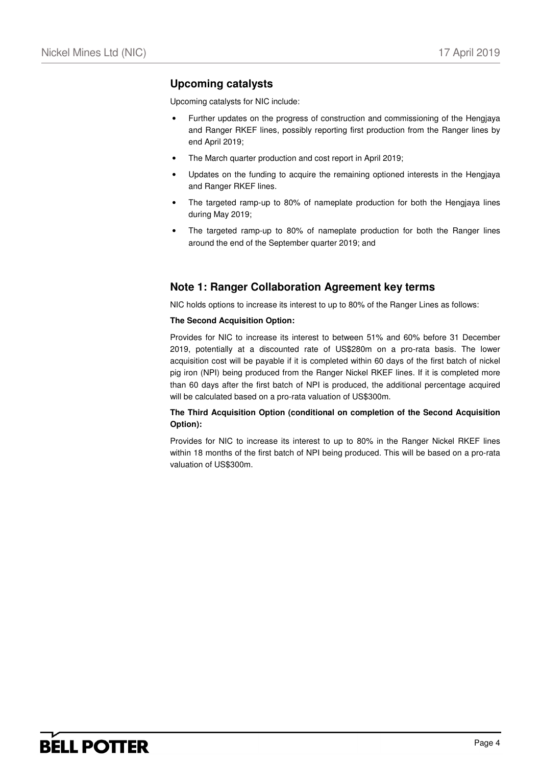## Upcoming catalysts

Upcoming catalysts for NIC include:

- Further updates on the progress of construction and commissioning of the Hengjaya and Ranger RKEF lines, possibly reporting first production from the Ranger lines by end April 2019;
- The March quarter production and cost report in April 2019;
- Updates on the funding to acquire the remaining optioned interests in the Hengjaya and Ranger RKEF lines.
- The targeted ramp-up to 80% of nameplate production for both the Hengjaya lines during May 2019;
- The targeted ramp-up to 80% of nameplate production for both the Ranger lines around the end of the September quarter 2019; and

## Note 1: Ranger Collaboration Agreement key terms

NIC holds options to increase its interest to up to 80% of the Ranger Lines as follows:

**The Second Acquisition Option:**

Provides for NIC to increase its interest to between 51% and 60% before 31 December 2019, potentially at a discounted rate of US$280m on a pro-rata basis. The lower acquisition cost will be payable if it is completed within 60 days of the first batch of nickel pig iron (NPI) being produced from the Ranger Nickel RKEF lines. If it is completed more than 60 days after the first batch of NPI is produced, the additional percentage acquired will be calculated based on a pro-rata valuation of US$300m.

**The Third Acquisition Option (conditional on completion of the Second Acquisition Option):**

Provides for NIC to increase its interest to up to 80% in the Ranger Nickel RKEF lines within 18 months of the first batch of NPI being produced. This will be based on a pro-rata valuation of US$300m.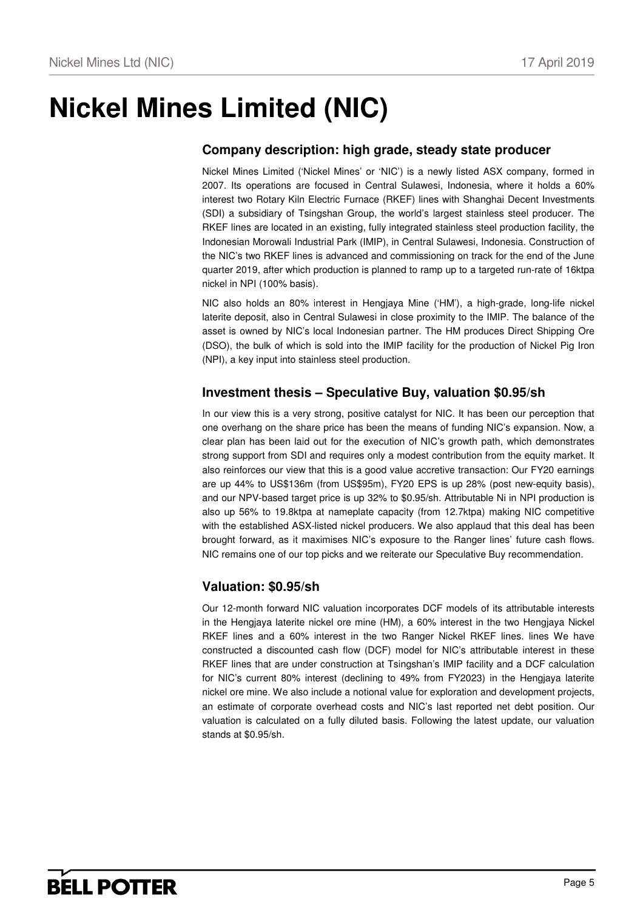# Nickel Mines Limited (NIC)

## Company description: high grade, steady state producer

Nickel Mines Limited ('Nickel Mines' or 'NIC') is a newly listed ASX company, formed in 2007. Its operations are focused in Central Sulawesi, Indonesia, where it holds a 60% interest two Rotary Kiln Electric Furnace (RKEF) lines with Shanghai Decent Investments (SDI) a subsidiary of Tsingshan Group, the world's largest stainless steel producer. The RKEF lines are located in an existing, fully integrated stainless steel production facility, the Indonesian Morowali Industrial Park (IMIP), in Central Sulawesi, Indonesia. Construction of the NIC's two RKEF lines is advanced and commissioning on track for the end of the June quarter 2019, after which production is planned to ramp up to a targeted run-rate of 16ktpa nickel in NPI (100% basis).

NIC also holds an 80% interest in Hengjaya Mine ('HM'), a high-grade, long-life nickel laterite deposit, also in Central Sulawesi in close proximity to the IMIP. The balance of the asset is owned by NIC's local Indonesian partner. The HM produces Direct Shipping Ore (DSO), the bulk of which is sold into the IMIP facility for the production of Nickel Pig Iron (NPI), a key input into stainless steel production.

## Investment thesis – Speculative Buy, valuation $0.95/sh

In our view this is a very strong, positive catalyst for NIC. It has been our perception that one overhang on the share price has been the means of funding NIC's expansion. Now, a clear plan has been laid out for the execution of NIC's growth path, which demonstrates strong support from SDI and requires only a modest contribution from the equity market. It also reinforces our view that this is a good value accretive transaction: Our FY20 earnings are up 44% to US$136m (from US$95m), FY20 EPS is up 28% (post new-equity basis), and our NPV-based target price is up 32% to $0.95/sh. Attributable Ni in NPI production is also up 56% to 19.8ktpa at nameplate capacity (from 12.7ktpa) making NIC competitive with the established ASX-listed nickel producers. We also applaud that this deal has been brought forward, as it maximises NIC's exposure to the Ranger lines' future cash flows. NIC remains one of our top picks and we reiterate our Speculative Buy recommendation.

## Valuation: $0.95/sh

Our 12-month forward NIC valuation incorporates DCF models of its attributable interests in the Hengjaya laterite nickel ore mine (HM), a 60% interest in the two Hengjaya Nickel RKEF lines and a 60% interest in the two Ranger Nickel RKEF lines. lines We have constructed a discounted cash flow (DCF) model for NIC's attributable interest in these RKEF lines that are under construction at Tsingshan's IMIP facility and a DCF calculation for NIC's current 80% interest (declining to 49% from FY2023) in the Hengjaya laterite nickel ore mine. We also include a notional value for exploration and development projects, an estimate of corporate overhead costs and NIC's last reported net debt position. Our valuation is calculated on a fully diluted basis. Following the latest update, our valuation stands at $0.95/sh.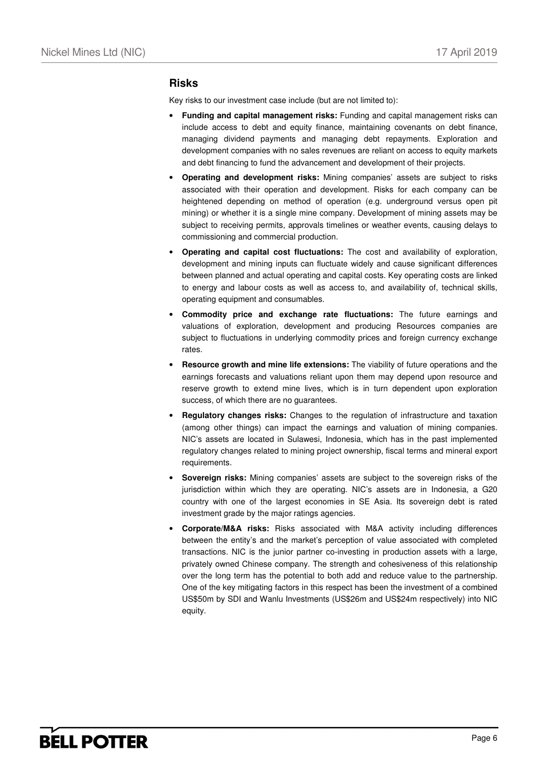## Risks

Key risks to our investment case include (but are not limited to):

- **Funding and capital management risks:** Funding and capital management risks can include access to debt and equity finance, maintaining covenants on debt finance, managing dividend payments and managing debt repayments. Exploration and development companies with no sales revenues are reliant on access to equity markets and debt financing to fund the advancement and development of their projects.
- **Operating and development risks:** Mining companies' assets are subject to risks associated with their operation and development. Risks for each company can be heightened depending on method of operation (e.g. underground versus open pit mining) or whether it is a single mine company. Development of mining assets may be subject to receiving permits, approvals timelines or weather events, causing delays to commissioning and commercial production.
- **Operating and capital cost fluctuations:** The cost and availability of exploration, development and mining inputs can fluctuate widely and cause significant differences between planned and actual operating and capital costs. Key operating costs are linked to energy and labour costs as well as access to, and availability of, technical skills, operating equipment and consumables.
- **Commodity price and exchange rate fluctuations:** The future earnings and valuations of exploration, development and producing Resources companies are subject to fluctuations in underlying commodity prices and foreign currency exchange rates.
- **Resource growth and mine life extensions:** The viability of future operations and the earnings forecasts and valuations reliant upon them may depend upon resource and reserve growth to extend mine lives, which is in turn dependent upon exploration success, of which there are no guarantees.
- **Regulatory changes risks:** Changes to the regulation of infrastructure and taxation (among other things) can impact the earnings and valuation of mining companies. NIC's assets are located in Sulawesi, Indonesia, which has in the past implemented regulatory changes related to mining project ownership, fiscal terms and mineral export requirements.
- **Sovereign risks:** Mining companies' assets are subject to the sovereign risks of the jurisdiction within which they are operating. NIC's assets are in Indonesia, a G20 country with one of the largest economies in SE Asia. Its sovereign debt is rated investment grade by the major ratings agencies.
- **Corporate/M&A risks:** Risks associated with M&A activity including differences between the entity's and the market's perception of value associated with completed transactions. NIC is the junior partner co-investing in production assets with a large, privately owned Chinese company. The strength and cohesiveness of this relationship over the long term has the potential to both add and reduce value to the partnership. One of the key mitigating factors in this respect has been the investment of a combined US$50m by SDI and Wanlu Investments (US$26m and US$24m respectively) into NIC equity.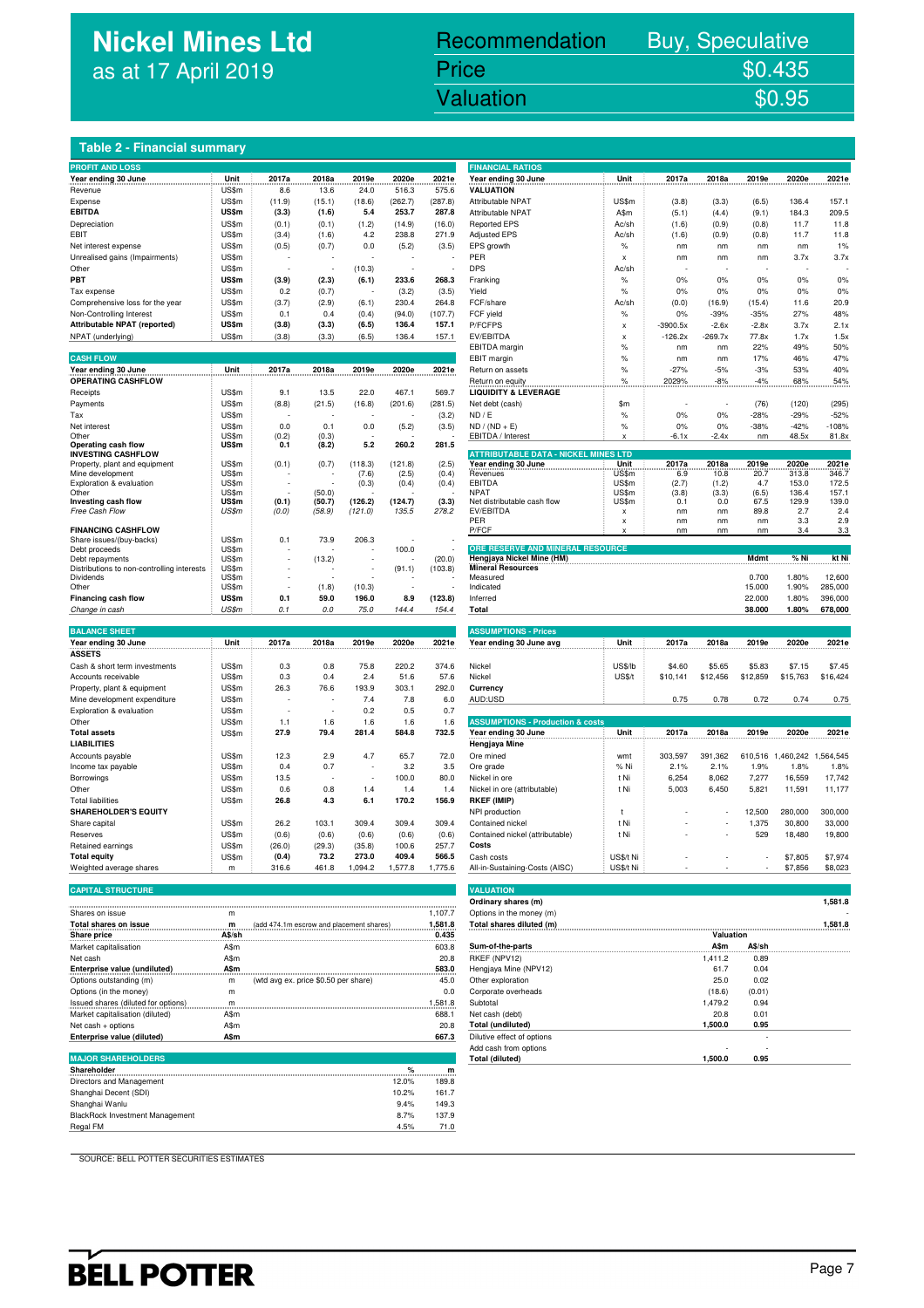# Nickel Mines Ltd
as at 17 April 2019

| Recommendation | Buy, Speculative |
|---|---|
| Price | $0.435 |
| Valuation | $0.95 |

## Table 2 - Financial summary

### PROFIT AND LOSS

| Year ending 30 June | Unit | 2017a | 2018a | 2019e | 2020e | 2021e |
|---|---|---|---|---|---|---|
| Revenue | US$m | 8.6 | 13.6 | 24.0 | 516.3 | 575.6 |
| Expense | US$m | (11.9) | (15.1) | (18.6) | (262.7) | (287.8) |
| **EBITDA** | **US$m** | **(3.3)** | **(1.6)** | **5.4** | **253.7** | **287.8** |
| Depreciation | US$m | (0.1) | (0.1) | (1.2) | (14.9) | (16.0) |
| EBIT | US$m | (3.4) | (1.6) | 4.2 | 238.8 | 271.9 |
| Net interest expense | US$m | (0.5) | (0.7) | 0.0 | (5.2) | (3.5) |
| Unrealised gains (Impairments) | US$m | - | - | - | - | - |
| Other | US$m | - | - | (10.3) | - | - |
| **PBT** | **US$m** | **(3.9)** | **(2.3)** | **(6.1)** | **233.6** | **268.3** |
| Tax expense | US$m | 0.2 | (0.7) | - | (3.2) | (3.5) |
| Comprehensive loss for the year | US$m | (3.7) | (2.9) | (6.1) | 230.4 | 264.8 |
| Non-Controlling Interest | US$m | 0.1 | 0.4 | (0.4) | (94.0) | (107.7) |
| **Attributable NPAT (reported)** | **US$m** | **(3.8)** | **(3.3)** | **(6.5)** | **136.4** | **157.1** |
| NPAT (underlying) | US$m | (3.8) | (3.3) | (6.5) | 136.4 | 157.1 |

### CASH FLOW

| Year ending 30 June | Unit | 2017a | 2018a | 2019e | 2020e | 2021e |
|---|---|---|---|---|---|---|
| **OPERATING CASHFLOW** | | | | | | |
| Receipts | US$m | 9.1 | 13.5 | 22.0 | 467.1 | 569.7 |
| Payments | US$m | (8.8) | (21.5) | (16.8) | (201.6) | (281.5) |
| Tax | US$m | - | - | - | - | (3.2) |
| Net interest | US$m | 0.0 | 0.1 | 0.0 | (5.2) | (3.5) |
| Other | US$m | (0.2) | (0.3) | - | - | - |
| **Operating cash flow** | **US$m** | **0.1** | **(8.2)** | **5.2** | **260.2** | **281.5** |
| **INVESTING CASHFLOW** | | | | | | |
| Property, plant and equipment | US$m | (0.1) | (0.7) | (118.3) | (121.8) | (2.5) |
| Mine development | US$m | - | - | (7.6) | (2.5) | (0.4) |
| Exploration & evaluation | US$m | - | - | (0.3) | (0.4) | (0.4) |
| Other | US$m | - | (50.0) | - | - | - |
| **Investing cash flow** | **US$m** | **(0.1)** | **(50.7)** | **(126.2)** | **(124.7)** | **(3.3)** |
| *Free Cash Flow* | *US$m* | *(0.0)* | *(58.9)* | *(121.0)* | *135.5* | *278.2* |
| **FINANCING CASHFLOW** | | | | | | |
| Share issues/(buy-backs) | US$m | 0.1 | 73.9 | 206.3 | - | - |
| Debt proceeds | US$m | - | - | - | 100.0 | - |
| Debt repayments | US$m | - | (13.2) | - | - | (20.0) |
| Distributions to non-controlling interests | US$m | - | - | - | (91.1) | (103.8) |
| Dividends | US$m | - | - | - | - | - |
| Other | US$m | - | (1.8) | (10.3) | - | - |
| **Financing cash flow** | **US$m** | **0.1** | **59.0** | **196.0** | **8.9** | **(123.8)** |
| *Change in cash* | *US$m* | *0.1* | *0.0* | *75.0* | *144.4* | *154.4* |

### BALANCE SHEET

| Year ending 30 June | Unit | 2017a | 2018a | 2019e | 2020e | 2021e |
|---|---|---|---|---|---|---|
| **ASSETS** | | | | | | |
| Cash & short term investments | US$m | 0.3 | 0.8 | 75.8 | 220.2 | 374.6 |
| Accounts receivable | US$m | 0.3 | 0.4 | 2.4 | 51.6 | 57.6 |
| Property, plant & equipment | US$m | 26.3 | 76.6 | 193.9 | 303.1 | 292.0 |
| Mine development expenditure | US$m | - | - | 7.4 | 7.8 | 6.0 |
| Exploration & evaluation | US$m | - | - | 0.2 | 0.5 | 0.7 |
| Other | US$m | 1.1 | 1.6 | 1.6 | 1.6 | 1.6 |
| **Total assets** | **US$m** | **27.9** | **79.4** | **281.4** | **584.8** | **732.5** |
| **LIABILITIES** | | | | | | |
| Accounts payable | US$m | 12.3 | 2.9 | 4.7 | 65.7 | 72.0 |
| Income tax payable | US$m | 0.4 | 0.7 | - | 3.2 | 3.5 |
| Borrowings | US$m | 13.5 | - | - | 100.0 | 80.0 |
| Other | US$m | 0.6 | 0.8 | 1.4 | 1.4 | 1.4 |
| Total liabilities | US$m | 26.8 | 4.3 | 6.1 | 170.2 | 156.9 |
| **SHAREHOLDER'S EQUITY** | | | | | | |
| Share capital | US$m | 26.2 | 103.1 | 309.4 | 309.4 | 309.4 |
| Reserves | US$m | (0.6) | (0.6) | (0.6) | (0.6) | (0.6) |
| Retained earnings | US$m | (26.0) | (29.3) | (35.8) | 100.6 | 257.7 |
| **Total equity** | **US$m** | **(0.4)** | **73.2** | **273.0** | **409.4** | **566.5** |
| Weighted average shares | m | 316.6 | 461.8 | 1,094.2 | 1,577.8 | 1,775.6 |

### CAPITAL STRUCTURE

| | Unit | | |
|---|---|---|---|
| Shares on issue | m | | 1,107.7 |
| **Total shares on issue** | **m** | (add 474.1m escrow and placement shares) | **1,581.8** |
| **Share price** | **A$/sh** | | **0.435** |
| Market capitalisation | A$m | | 603.8 |
| Net cash | A$m | | 20.8 |
| **Enterprise value (undiluted)** | **A$m** | | **583.0** |
| Options outstanding (m) | m | (wtd avg ex. price $0.50 per share) | 45.0 |
| Options (in the money) | m | | 0.0 |
| Issued shares (diluted for options) | m | | 1,581.8 |
| Market capitalisation (diluted) | A$m | | 688.1 |
| Net cash + options | A$m | | 20.8 |
| **Enterprise value (diluted)** | **A$m** | | **667.3** |

### MAJOR SHAREHOLDERS

| Shareholder | % | m |
|---|---|---|
| Directors and Management | 12.0% | 189.8 |
| Shanghai Decent (SDI) | 10.2% | 161.7 |
| Shanghai Wanlu | 9.4% | 149.3 |
| BlackRock Investment Management | 8.7% | 137.9 |
| Regal FM | 4.5% | 71.0 |

### FINANCIAL RATIOS

| Year ending 30 June | Unit | 2017a | 2018a | 2019e | 2020e | 2021e |
|---|---|---|---|---|---|---|
| **VALUATION** | | | | | | |
| Attributable NPAT | US$m | (3.8) | (3.3) | (6.5) | 136.4 | 157.1 |
| Attributable NPAT | A$m | (5.1) | (4.4) | (9.1) | 184.3 | 209.5 |
| Reported EPS | Ac/sh | (1.6) | (0.9) | (0.8) | 11.7 | 11.8 |
| Adjusted EPS | Ac/sh | (1.6) | (0.9) | (0.8) | 11.7 | 11.8 |
| EPS growth | % | nm | nm | nm | nm | 1% |
| PER | x | nm | nm | nm | 3.7x | 3.7x |
| DPS | Ac/sh | - | - | - | - | - |
| Franking | % | 0% | 0% | 0% | 0% | 0% |
| Yield | % | 0% | 0% | 0% | 0% | 0% |
| FCF/share | Ac/sh | (0.0) | (16.9) | (15.4) | 11.6 | 20.9 |
| FCF yield | % | 0% | -39% | -35% | 27% | 48% |
| P/FCFPS | x | -3900.5x | -2.6x | -2.8x | 3.7x | 2.1x |
| EV/EBITDA | x | -126.2x | -269.7x | 77.8x | 1.7x | 1.5x |
| EBITDA margin | % | nm | nm | 22% | 49% | 50% |
| EBIT margin | % | nm | nm | 17% | 46% | 47% |
| Return on assets | % | -27% | -5% | -3% | 53% | 40% |
| Return on equity | % | 2029% | -8% | -4% | 68% | 54% |
| **LIQUIDITY & LEVERAGE** | | | | | | |
| Net debt (cash) | $m | - | - | (76) | (120) | (295) |
| ND / E | % | 0% | 0% | -28% | -29% | -52% |
| ND / (ND + E) | % | 0% | 0% | -38% | -42% | -108% |
| EBITDA / Interest | x | -6.1x | -2.4x | nm | 48.5x | 81.8x |

### ATTRIBUTABLE DATA - NICKEL MINES LTD

| Year ending 30 June | Unit | 2017a | 2018a | 2019e | 2020e | 2021e |
|---|---|---|---|---|---|---|
| Revenues | US$m | 6.9 | 10.8 | 20.7 | 313.8 | 346.7 |
| EBITDA | US$m | (2.7) | (1.2) | 4.7 | 153.0 | 172.5 |
| NPAT | US$m | (3.8) | (3.3) | (6.5) | 136.4 | 157.1 |
| Net distributable cash flow | US$m | 0.1 | 0.0 | 67.5 | 129.9 | 139.0 |
| EV/EBITDA | x | nm | nm | 89.8 | 2.7 | 2.4 |
| PER | x | nm | nm | nm | 3.3 | 2.9 |
| P/FCF | x | nm | nm | nm | 3.4 | 3.3 |

### ORE RESERVE AND MINERAL RESOURCE

| Hengjaya Nickel Mine (HM) | Mdmt | % Ni | kt Ni |
|---|---|---|---|
| **Mineral Resources** | | | |
| Measured | 0.700 | 1.80% | 12,600 |
| Indicated | 15.000 | 1.90% | 285,000 |
| Inferred | 22.000 | 1.80% | 396,000 |
| **Total** | **38.000** | **1.80%** | **678,000** |

### ASSUMPTIONS - Prices

| Year ending 30 June avg | Unit | 2017a | 2018a | 2019e | 2020e | 2021e |
|---|---|---|---|---|---|---|
| Nickel | US$/lb | $4.60 | $5.65 | $5.83 | $7.15 | $7.45 |
| Nickel | US$/t | $10,141 | $12,456 | $12,859 | $15,763 | $16,424 |
| **Currency** | | | | | | |
| AUD:USD | | 0.75 | 0.78 | 0.72 | 0.74 | 0.75 |

### ASSUMPTIONS - Production & costs

| Year ending 30 June | Unit | 2017a | 2018a | 2019e | 2020e | 2021e |
|---|---|---|---|---|---|---|
| **Hengjaya Mine** | | | | | | |
| Ore mined | wmt | 303,597 | 391,362 | 610,516 | 1,460,242 | 1,564,545 |
| Ore grade | % Ni | 2.1% | 2.1% | 1.9% | 1.8% | 1.8% |
| Nickel in ore | t Ni | 6,254 | 8,062 | 7,277 | 16,559 | 17,742 |
| Nickel in ore (attributable) | t Ni | 5,003 | 6,450 | 5,821 | 11,591 | 11,177 |
| **RKEF (IMIP)** | | | | | | |
| NPI production | t | - | - | 12,500 | 280,000 | 300,000 |
| Contained nickel | t Ni | - | - | 1,375 | 30,800 | 33,000 |
| Contained nickel (attributable) | t Ni | - | - | 529 | 18,480 | 19,800 |
| **Costs** | | | | | | |
| Cash costs | US$/t Ni | - | - | - | $7,805 | $7,974 |
| All-in-Sustaining-Costs (AISC) | US$/t Ni | - | - | - | $7,856 | $8,023 |

### VALUATION

| | | |
|---|---|---|
| Ordinary shares (m) | | **1,581.8** |
| Options in the money (m) | | - |
| **Total shares diluted (m)** | | **1,581.8** |

| | Valuation | |
|---|---|---|
| **Sum-of-the-parts** | **A$m** | **A$/sh** |
| RKEF (NPV12) | 1,411.2 | 0.89 |
| Hengjaya Mine (NPV12) | 61.7 | 0.04 |
| Other exploration | 25.0 | 0.02 |
| Corporate overheads | (18.6) | (0.01) |
| Subtotal | 1,479.2 | 0.94 |
| Net cash (debt) | 20.8 | 0.01 |
| **Total (undiluted)** | **1,500.0** | **0.95** |
| Dilutive effect of options | | - |
| Add cash from options | - | - |
| **Total (diluted)** | **1,500.0** | **0.95** |

SOURCE: BELL POTTER SECURITIES ESTIMATES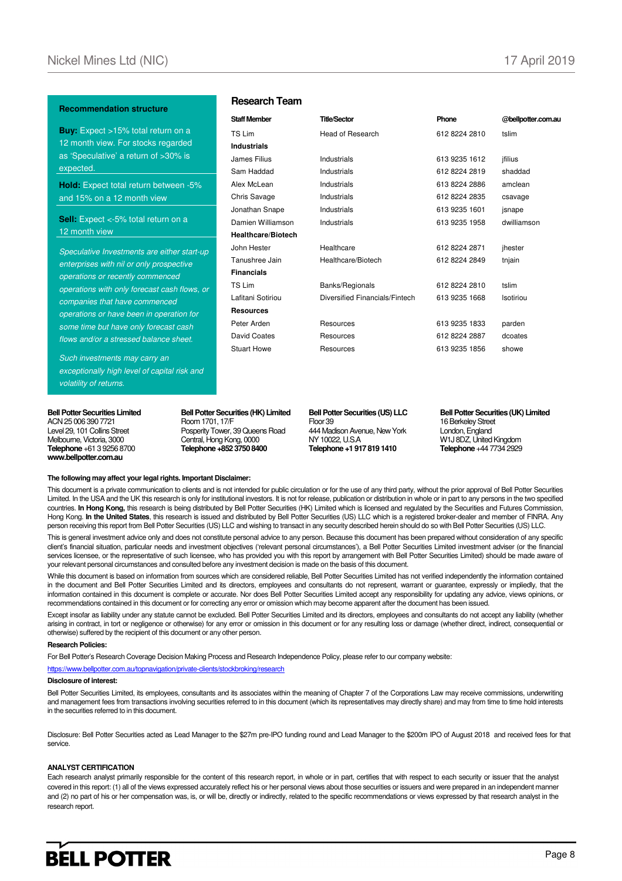**Recommendation structure**

**Buy:** Expect >15% total return on a 12 month view. For stocks regarded as 'Speculative' a return of >30% is expected.

**Hold:** Expect total return between -5% and 15% on a 12 month view

**Sell:** Expect <-5% total return on a 12 month view

*Speculative Investments are either start-up enterprises with nil or only prospective operations or recently commenced operations with only forecast cash flows, or companies that have commenced operations or have been in operation for some time but have only forecast cash flows and/or a stressed balance sheet.*

*Such investments may carry an exceptionally high level of capital risk and volatility of returns.*

## Research Team

| Staff Member | Title/Sector | Phone | @bellpotter.com.au |
|---|---|---|---|
| TS Lim | Head of Research | 612 8224 2810 | tslim |
| **Industrials** | | | |
| James Filius | Industrials | 613 9235 1612 | jfilius |
| Sam Haddad | Industrials | 612 8224 2819 | shaddad |
| Alex McLean | Industrials | 612 8224 2886 | amclean |
| Chris Savage | Industrials | 612 8224 2835 | csavage |
| Jonathan Snape | Industrials | 613 9235 1601 | jsnape |
| Damien Williamson | Industrials | 613 9235 1958 | dwilliamson |
| **Healthcare/Biotech** | | | |
| John Hester | Healthcare | 612 8224 2871 | jhester |
| Tanushree Jain | Healthcare/Biotech | 612 8224 2849 | tnjain |
| **Financials** | | | |
| TS Lim | Banks/Regionals | 612 8224 2810 | tslim |
| Lafitani Sotiriou | Diversified Financials/Fintech | 613 9235 1668 | lsotiriou |
| **Resources** | | | |
| Peter Arden | Resources | 613 9235 1833 | parden |
| David Coates | Resources | 612 8224 2887 | dcoates |
| Stuart Howe | Resources | 613 9235 1856 | showe |

**Bell Potter Securities Limited**
ACN 25 006 390 7721
Level 29, 101 Collins Street
Melbourne, Victoria, 3000
**Telephone** +61 3 9256 8700
**www.bellpotter.com.au**

**Bell Potter Securities (HK) Limited**
Room 1701, 17/F
Posperity Tower, 39 Queens Road
Central, Hong Kong, 0000
**Telephone +852 3750 8400**

**Bell Potter Securities (US) LLC**
Floor 39
444 Madison Avenue, New York
NY 10022, U.S.A
**Telephone +1 917 819 1410**

**Bell Potter Securities (UK) Limited**
16 Berkeley Street
London, England
W1J 8DZ, United Kingdom
**Telephone** +44 7734 2929

**The following may affect your legal rights. Important Disclaimer:**

This document is a private communication to clients and is not intended for public circulation or for the use of any third party, without the prior approval of Bell Potter Securities Limited. In the USA and the UK this research is only for institutional investors. It is not for release, publication or distribution in whole or in part to any persons in the two specified countries. **In Hong Kong,** this research is being distributed by Bell Potter Securities (HK) Limited which is licensed and regulated by the Securities and Futures Commission, Hong Kong. **In the United States**, this research is issued and distributed by Bell Potter Securities (US) LLC which is a registered broker-dealer and member of FINRA. Any person receiving this report from Bell Potter Securities (US) LLC and wishing to transact in any security described herein should do so with Bell Potter Securities (US) LLC.

This is general investment advice only and does not constitute personal advice to any person. Because this document has been prepared without consideration of any specific client's financial situation, particular needs and investment objectives ('relevant personal circumstances'), a Bell Potter Securities Limited investment adviser (or the financial services licensee, or the representative of such licensee, who has provided you with this report by arrangement with Bell Potter Securities Limited) should be made aware of your relevant personal circumstances and consulted before any investment decision is made on the basis of this document.

While this document is based on information from sources which are considered reliable, Bell Potter Securities Limited has not verified independently the information contained in the document and Bell Potter Securities Limited and its directors, employees and consultants do not represent, warrant or guarantee, expressly or impliedly, that the information contained in this document is complete or accurate. Nor does Bell Potter Securities Limited accept any responsibility for updating any advice, views opinions, or recommendations contained in this document or for correcting any error or omission which may become apparent after the document has been issued.

Except insofar as liability under any statute cannot be excluded. Bell Potter Securities Limited and its directors, employees and consultants do not accept any liability (whether arising in contract, in tort or negligence or otherwise) for any error or omission in this document or for any resulting loss or damage (whether direct, indirect, consequential or otherwise) suffered by the recipient of this document or any other person.

**Research Policies:**

For Bell Potter's Research Coverage Decision Making Process and Research Independence Policy, please refer to our company website:

https://www.bellpotter.com.au/topnavigation/private-clients/stockbroking/research

**Disclosure of interest:**

Bell Potter Securities Limited, its employees, consultants and its associates within the meaning of Chapter 7 of the Corporations Law may receive commissions, underwriting and management fees from transactions involving securities referred to in this document (which its representatives may directly share) and may from time to time hold interests in the securities referred to in this document.

Disclosure: Bell Potter Securities acted as Lead Manager to the $27m pre-IPO funding round and Lead Manager to the $200m IPO of August 2018 and received fees for that service.

**ANALYST CERTIFICATION**

Each research analyst primarily responsible for the content of this research report, in whole or in part, certifies that with respect to each security or issuer that the analyst covered in this report: (1) all of the views expressed accurately reflect his or her personal views about those securities or issuers and were prepared in an independent manner and (2) no part of his or her compensation was, is, or will be, directly or indirectly, related to the specific recommendations or views expressed by that research analyst in the research report.